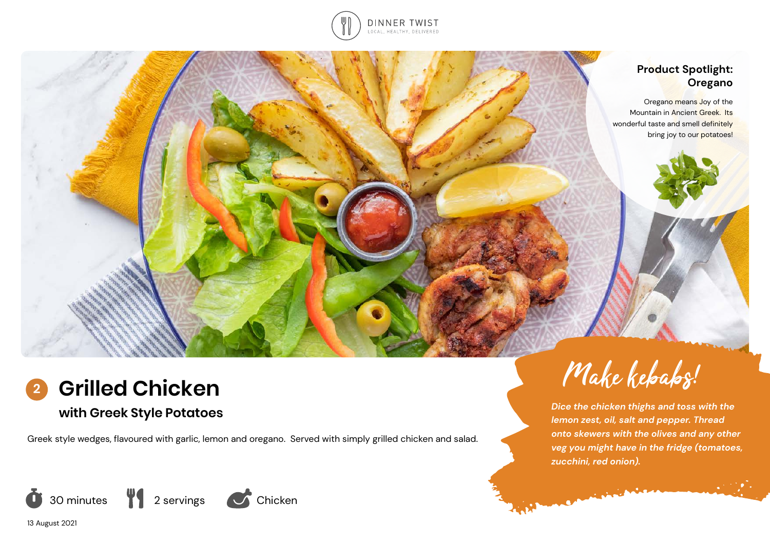DINNER TWIST
LOCAL, HEALTHY, DELIVERED

**Product Spotlight: Oregano**

Oregano means Joy of the Mountain in Ancient Greek. Its wonderful taste and smell definitely bring joy to our potatoes!

# 2 Grilled Chicken

## with Greek Style Potatoes

Greek style wedges, flavoured with garlic, lemon and oregano. Served with simply grilled chicken and salad.

30 minutes | 2 servings | Chicken

13 August 2021

**Make kebabs!**

*Dice the chicken thighs and toss with the lemon zest, oil, salt and pepper. Thread onto skewers with the olives and any other veg you might have in the fridge (tomatoes, zucchini, red onion).*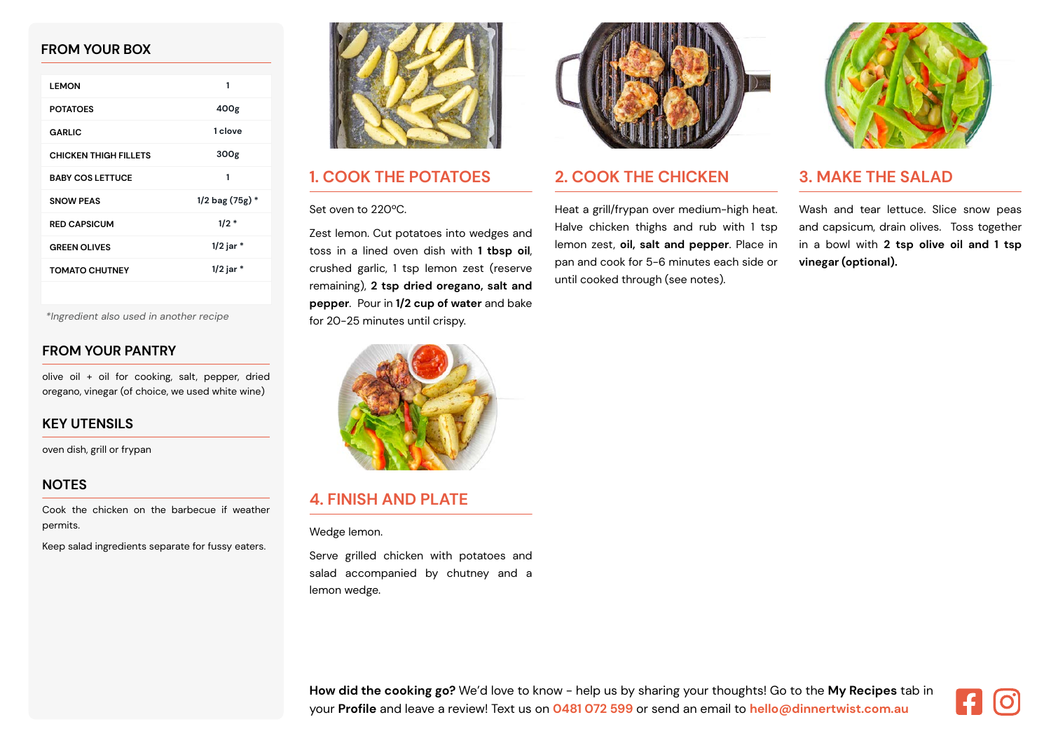## FROM YOUR BOX

| | |
|---|---|
| LEMON | 1 |
| POTATOES | 400g |
| GARLIC | 1 clove |
| CHICKEN THIGH FILLETS | 300g |
| BABY COS LETTUCE | 1 |
| SNOW PEAS | 1/2 bag (75g) * |
| RED CAPSICUM | 1/2 * |
| GREEN OLIVES | 1/2 jar * |
| TOMATO CHUTNEY | 1/2 jar * |

*Ingredient also used in another recipe*

## FROM YOUR PANTRY

olive oil + oil for cooking, salt, pepper, dried oregano, vinegar (of choice, we used white wine)

## KEY UTENSILS

oven dish, grill or frypan

## NOTES

Cook the chicken on the barbecue if weather permits.

Keep salad ingredients separate for fussy eaters.

## 1. COOK THE POTATOES

Set oven to 220°C.

Zest lemon. Cut potatoes into wedges and toss in a lined oven dish with **1 tbsp oil**, crushed garlic, 1 tsp lemon zest (reserve remaining), **2 tsp dried oregano, salt and pepper**. Pour in **1/2 cup of water** and bake for 20-25 minutes until crispy.

## 2. COOK THE CHICKEN

Heat a grill/frypan over medium-high heat. Halve chicken thighs and rub with 1 tsp lemon zest, **oil, salt and pepper**. Place in pan and cook for 5-6 minutes each side or until cooked through (see notes).

## 3. MAKE THE SALAD

Wash and tear lettuce. Slice snow peas and capsicum, drain olives. Toss together in a bowl with **2 tsp olive oil and 1 tsp vinegar (optional).**

## 4. FINISH AND PLATE

Wedge lemon.

Serve grilled chicken with potatoes and salad accompanied by chutney and a lemon wedge.

**How did the cooking go?** We'd love to know - help us by sharing your thoughts! Go to the **My Recipes** tab in your **Profile** and leave a review! Text us on 0481 072 599 or send an email to hello@dinnertwist.com.au